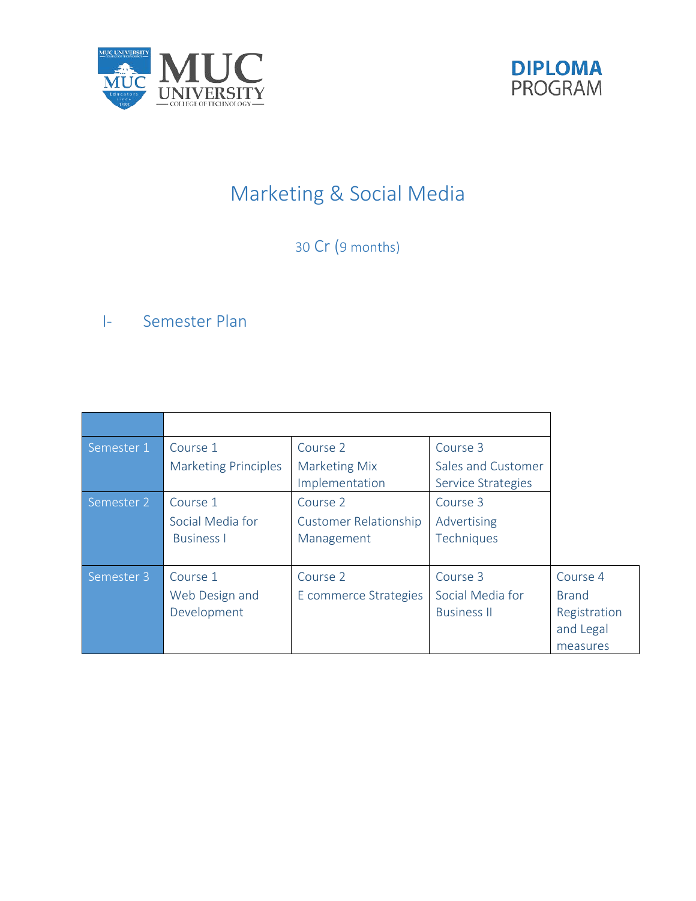MUC UNIVERSITY
COLLEGE OF TECHNOLOGY

DIPLOMA PROGRAM

# Marketing & Social Media

30 Cr (9 months)

## I- Semester Plan

| | | | | |
|---|---|---|---|---|
| Semester 1 | Course 1<br>Marketing Principles | Course 2<br>Marketing Mix Implementation | Course 3<br>Sales and Customer Service Strategies | |
| Semester 2 | Course 1<br>Social Media for Business I | Course 2<br>Customer Relationship Management | Course 3<br>Advertising Techniques | |
| Semester 3 | Course 1<br>Web Design and Development | Course 2<br>E commerce Strategies | Course 3<br>Social Media for Business II | Course 4<br>Brand Registration and Legal measures |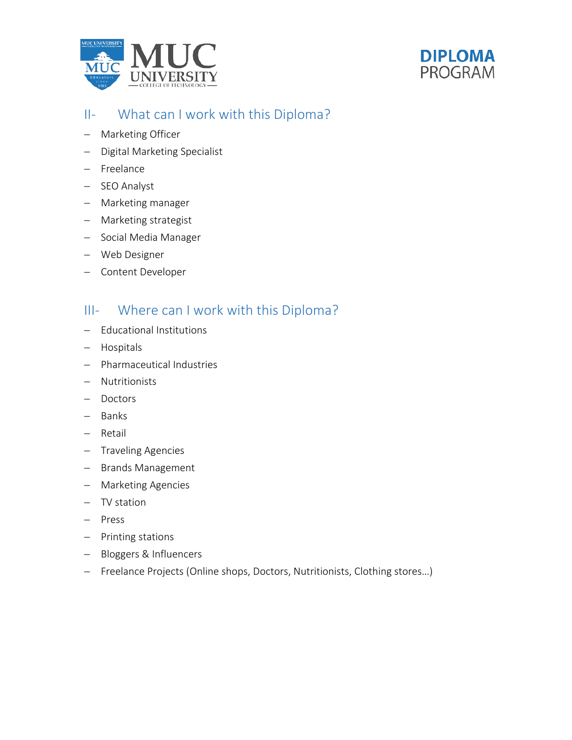## II- What can I work with this Diploma?

- Marketing Officer
- Digital Marketing Specialist
- Freelance
- SEO Analyst
- Marketing manager
- Marketing strategist
- Social Media Manager
- Web Designer
- Content Developer

## III- Where can I work with this Diploma?

- Educational Institutions
- Hospitals
- Pharmaceutical Industries
- Nutritionists
- Doctors
- Banks
- Retail
- Traveling Agencies
- Brands Management
- Marketing Agencies
- TV station
- Press
- Printing stations
- Bloggers & Influencers
- Freelance Projects (Online shops, Doctors, Nutritionists, Clothing stores…)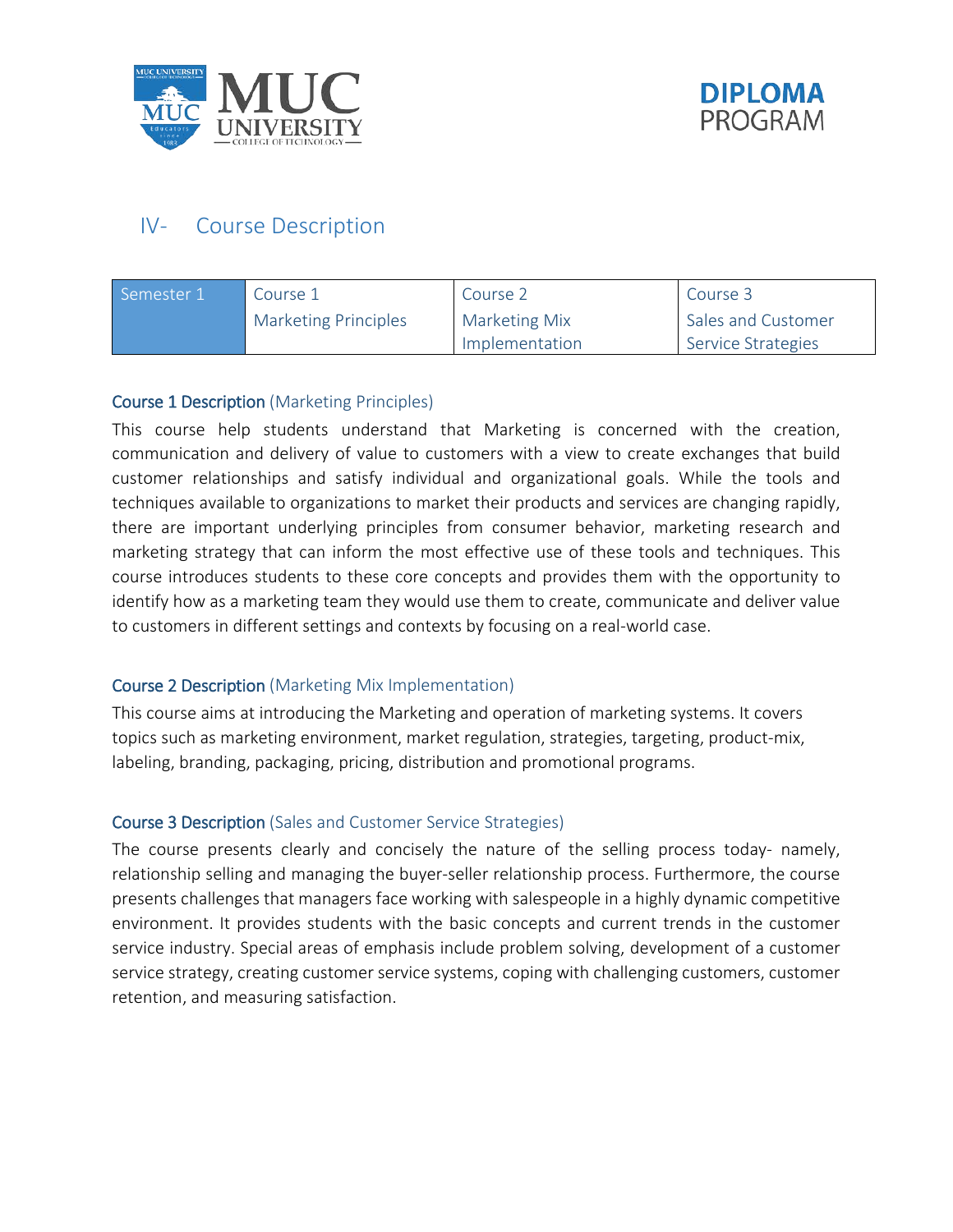## IV- Course Description

| Semester 1 | Course 1 Marketing Principles | Course 2 Marketing Mix Implementation | Course 3 Sales and Customer Service Strategies |
|---|---|---|---|

**Course 1 Description** (Marketing Principles)

This course help students understand that Marketing is concerned with the creation, communication and delivery of value to customers with a view to create exchanges that build customer relationships and satisfy individual and organizational goals. While the tools and techniques available to organizations to market their products and services are changing rapidly, there are important underlying principles from consumer behavior, marketing research and marketing strategy that can inform the most effective use of these tools and techniques. This course introduces students to these core concepts and provides them with the opportunity to identify how as a marketing team they would use them to create, communicate and deliver value to customers in different settings and contexts by focusing on a real-world case.

**Course 2 Description** (Marketing Mix Implementation)

This course aims at introducing the Marketing and operation of marketing systems. It covers topics such as marketing environment, market regulation, strategies, targeting, product-mix, labeling, branding, packaging, pricing, distribution and promotional programs.

**Course 3 Description** (Sales and Customer Service Strategies)

The course presents clearly and concisely the nature of the selling process today- namely, relationship selling and managing the buyer-seller relationship process. Furthermore, the course presents challenges that managers face working with salespeople in a highly dynamic competitive environment. It provides students with the basic concepts and current trends in the customer service industry. Special areas of emphasis include problem solving, development of a customer service strategy, creating customer service systems, coping with challenging customers, customer retention, and measuring satisfaction.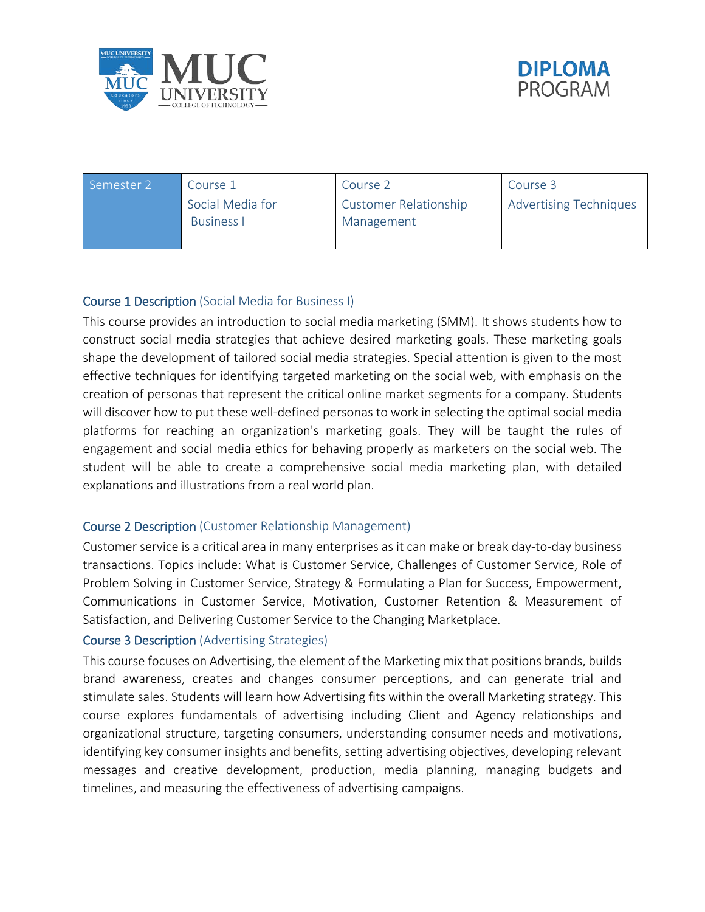| Semester 2 | Course 1<br>Social Media for Business I | Course 2<br>Customer Relationship Management | Course 3<br>Advertising Techniques |
|---|---|---|---|

### Course 1 Description (Social Media for Business I)

This course provides an introduction to social media marketing (SMM). It shows students how to construct social media strategies that achieve desired marketing goals. These marketing goals shape the development of tailored social media strategies. Special attention is given to the most effective techniques for identifying targeted marketing on the social web, with emphasis on the creation of personas that represent the critical online market segments for a company. Students will discover how to put these well-defined personas to work in selecting the optimal social media platforms for reaching an organization's marketing goals. They will be taught the rules of engagement and social media ethics for behaving properly as marketers on the social web. The student will be able to create a comprehensive social media marketing plan, with detailed explanations and illustrations from a real world plan.

### Course 2 Description (Customer Relationship Management)

Customer service is a critical area in many enterprises as it can make or break day-to-day business transactions. Topics include: What is Customer Service, Challenges of Customer Service, Role of Problem Solving in Customer Service, Strategy & Formulating a Plan for Success, Empowerment, Communications in Customer Service, Motivation, Customer Retention & Measurement of Satisfaction, and Delivering Customer Service to the Changing Marketplace.

### Course 3 Description (Advertising Strategies)

This course focuses on Advertising, the element of the Marketing mix that positions brands, builds brand awareness, creates and changes consumer perceptions, and can generate trial and stimulate sales. Students will learn how Advertising fits within the overall Marketing strategy. This course explores fundamentals of advertising including Client and Agency relationships and organizational structure, targeting consumers, understanding consumer needs and motivations, identifying key consumer insights and benefits, setting advertising objectives, developing relevant messages and creative development, production, media planning, managing budgets and timelines, and measuring the effectiveness of advertising campaigns.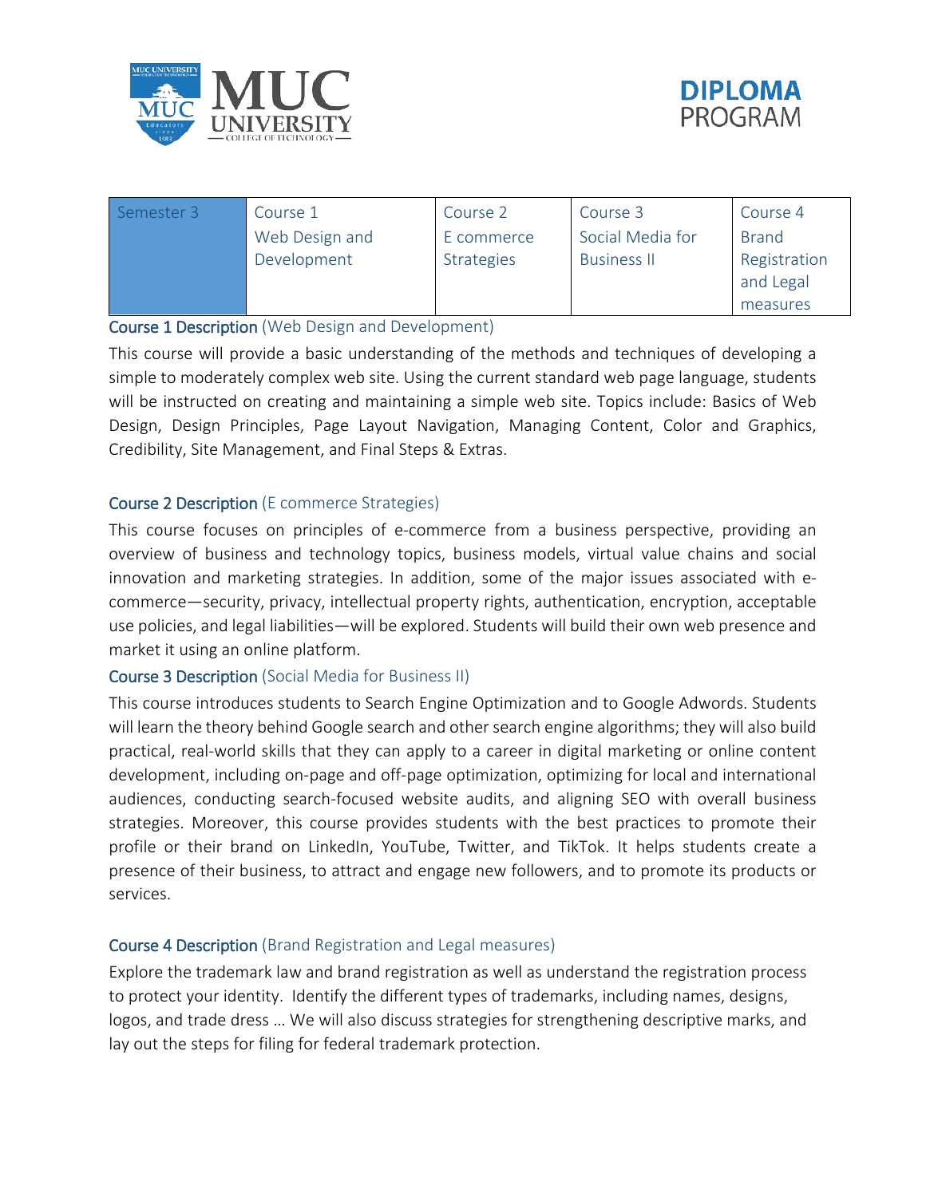| Semester 3 | Course 1 Web Design and Development | Course 2 E commerce Strategies | Course 3 Social Media for Business II | Course 4 Brand Registration and Legal measures |
|---|---|---|---|---|

### Course 1 Description (Web Design and Development)

This course will provide a basic understanding of the methods and techniques of developing a simple to moderately complex web site. Using the current standard web page language, students will be instructed on creating and maintaining a simple web site. Topics include: Basics of Web Design, Design Principles, Page Layout Navigation, Managing Content, Color and Graphics, Credibility, Site Management, and Final Steps & Extras.

### Course 2 Description (E commerce Strategies)

This course focuses on principles of e-commerce from a business perspective, providing an overview of business and technology topics, business models, virtual value chains and social innovation and marketing strategies. In addition, some of the major issues associated with e-commerce—security, privacy, intellectual property rights, authentication, encryption, acceptable use policies, and legal liabilities—will be explored. Students will build their own web presence and market it using an online platform.

### Course 3 Description (Social Media for Business II)

This course introduces students to Search Engine Optimization and to Google Adwords. Students will learn the theory behind Google search and other search engine algorithms; they will also build practical, real-world skills that they can apply to a career in digital marketing or online content development, including on-page and off-page optimization, optimizing for local and international audiences, conducting search-focused website audits, and aligning SEO with overall business strategies. Moreover, this course provides students with the best practices to promote their profile or their brand on LinkedIn, YouTube, Twitter, and TikTok. It helps students create a presence of their business, to attract and engage new followers, and to promote its products or services.

### Course 4 Description (Brand Registration and Legal measures)

Explore the trademark law and brand registration as well as understand the registration process to protect your identity. Identify the different types of trademarks, including names, designs, logos, and trade dress … We will also discuss strategies for strengthening descriptive marks, and lay out the steps for filing for federal trademark protection.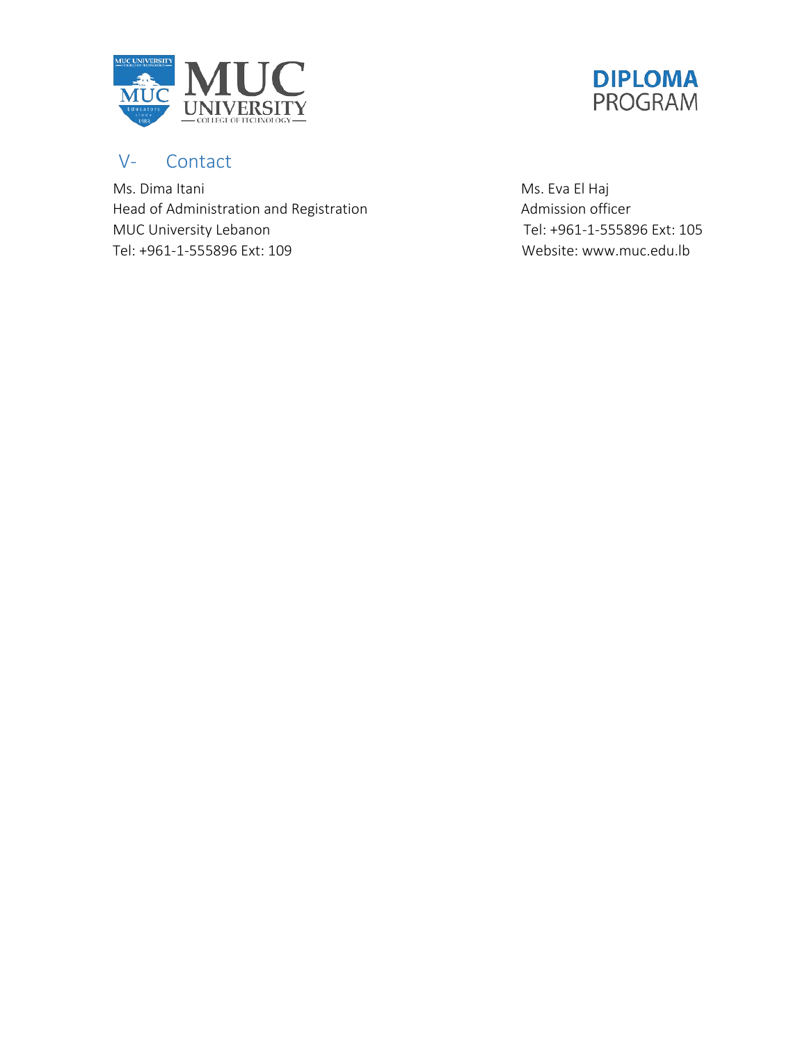## V- Contact

Ms. Dima Itani
Head of Administration and Registration
MUC University Lebanon
Tel: +961-1-555896 Ext: 109

Ms. Eva El Haj
Admission officer
Tel: +961-1-555896 Ext: 105
Website: www.muc.edu.lb